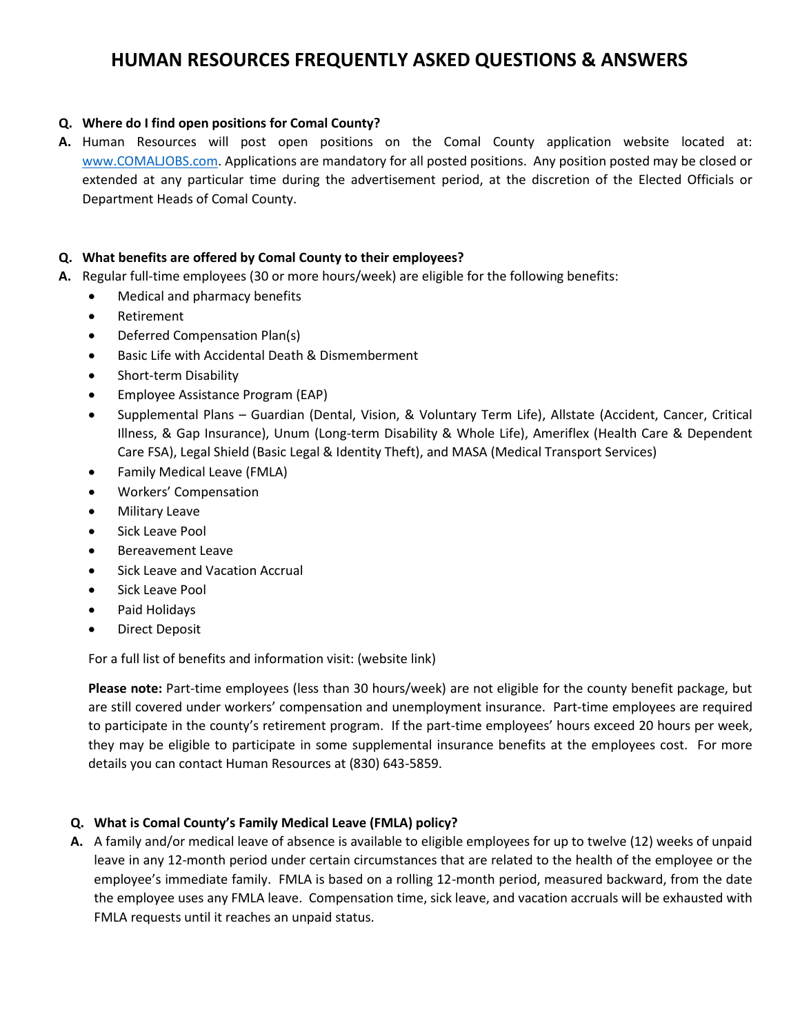# HUMAN RESOURCES FREQUENTLY ASKED QUESTIONS & ANSWERS

**Q. Where do I find open positions for Comal County?**

**A.** Human Resources will post open positions on the Comal County application website located at: [www.COMALJOBS.com](http://www.COMALJOBS.com). Applications are mandatory for all posted positions. Any position posted may be closed or extended at any particular time during the advertisement period, at the discretion of the Elected Officials or Department Heads of Comal County.

**Q. What benefits are offered by Comal County to their employees?**

**A.** Regular full-time employees (30 or more hours/week) are eligible for the following benefits:

- Medical and pharmacy benefits
- Retirement
- Deferred Compensation Plan(s)
- Basic Life with Accidental Death & Dismemberment
- Short-term Disability
- Employee Assistance Program (EAP)
- Supplemental Plans – Guardian (Dental, Vision, & Voluntary Term Life), Allstate (Accident, Cancer, Critical Illness, & Gap Insurance), Unum (Long-term Disability & Whole Life), Ameriflex (Health Care & Dependent Care FSA), Legal Shield (Basic Legal & Identity Theft), and MASA (Medical Transport Services)
- Family Medical Leave (FMLA)
- Workers' Compensation
- Military Leave
- Sick Leave Pool
- Bereavement Leave
- Sick Leave and Vacation Accrual
- Sick Leave Pool
- Paid Holidays
- Direct Deposit

For a full list of benefits and information visit: (website link)

**Please note:** Part-time employees (less than 30 hours/week) are not eligible for the county benefit package, but are still covered under workers' compensation and unemployment insurance. Part-time employees are required to participate in the county's retirement program. If the part-time employees' hours exceed 20 hours per week, they may be eligible to participate in some supplemental insurance benefits at the employees cost. For more details you can contact Human Resources at (830) 643-5859.

**Q. What is Comal County's Family Medical Leave (FMLA) policy?**

**A.** A family and/or medical leave of absence is available to eligible employees for up to twelve (12) weeks of unpaid leave in any 12-month period under certain circumstances that are related to the health of the employee or the employee's immediate family. FMLA is based on a rolling 12-month period, measured backward, from the date the employee uses any FMLA leave. Compensation time, sick leave, and vacation accruals will be exhausted with FMLA requests until it reaches an unpaid status.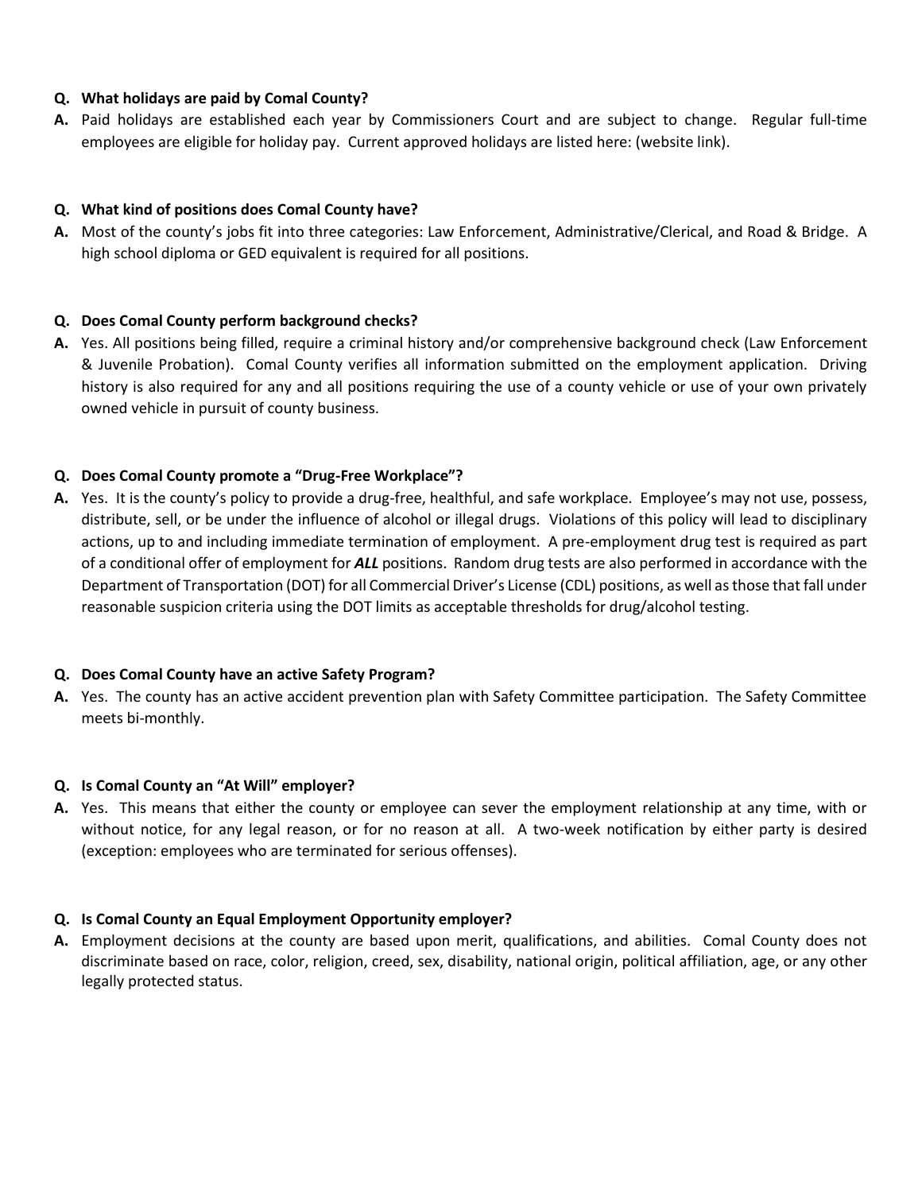**Q. What holidays are paid by Comal County?**

**A.** Paid holidays are established each year by Commissioners Court and are subject to change. Regular full-time employees are eligible for holiday pay. Current approved holidays are listed here: (website link).

**Q. What kind of positions does Comal County have?**

**A.** Most of the county's jobs fit into three categories: Law Enforcement, Administrative/Clerical, and Road & Bridge. A high school diploma or GED equivalent is required for all positions.

**Q. Does Comal County perform background checks?**

**A.** Yes. All positions being filled, require a criminal history and/or comprehensive background check (Law Enforcement & Juvenile Probation). Comal County verifies all information submitted on the employment application. Driving history is also required for any and all positions requiring the use of a county vehicle or use of your own privately owned vehicle in pursuit of county business.

**Q. Does Comal County promote a "Drug-Free Workplace"?**

**A.** Yes. It is the county's policy to provide a drug-free, healthful, and safe workplace. Employee's may not use, possess, distribute, sell, or be under the influence of alcohol or illegal drugs. Violations of this policy will lead to disciplinary actions, up to and including immediate termination of employment. A pre-employment drug test is required as part of a conditional offer of employment for ***ALL*** positions. Random drug tests are also performed in accordance with the Department of Transportation (DOT) for all Commercial Driver's License (CDL) positions, as well as those that fall under reasonable suspicion criteria using the DOT limits as acceptable thresholds for drug/alcohol testing.

**Q. Does Comal County have an active Safety Program?**

**A.** Yes. The county has an active accident prevention plan with Safety Committee participation. The Safety Committee meets bi-monthly.

**Q. Is Comal County an "At Will" employer?**

**A.** Yes. This means that either the county or employee can sever the employment relationship at any time, with or without notice, for any legal reason, or for no reason at all. A two-week notification by either party is desired (exception: employees who are terminated for serious offenses).

**Q. Is Comal County an Equal Employment Opportunity employer?**

**A.** Employment decisions at the county are based upon merit, qualifications, and abilities. Comal County does not discriminate based on race, color, religion, creed, sex, disability, national origin, political affiliation, age, or any other legally protected status.